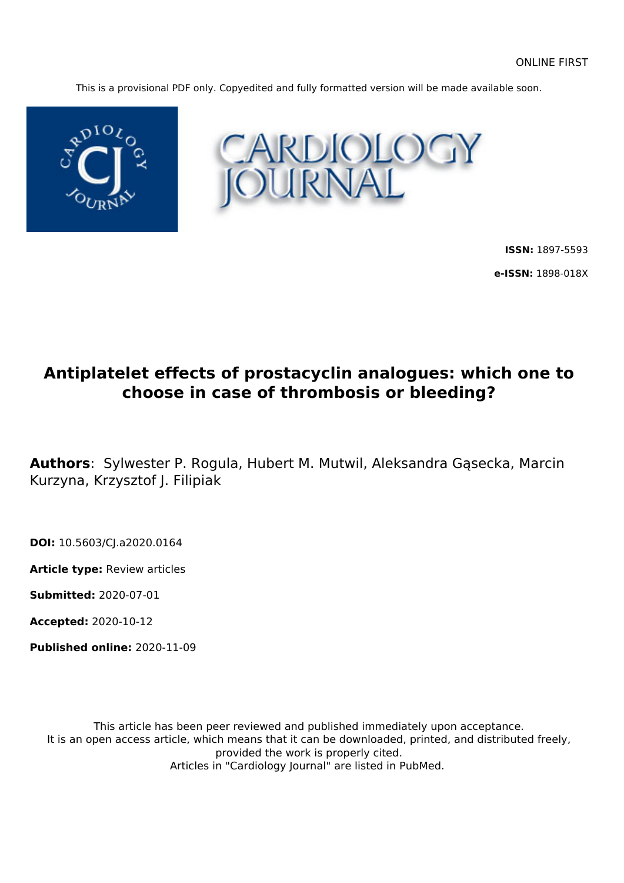ONLINE FIRST

This is a provisional PDF only. Copyedited and fully formatted version will be made available soon.

CARDIOLOGY JOURNAL

**ISSN:** 1897-5593

**e-ISSN:** 1898-018X

# Antiplatelet effects of prostacyclin analogues: which one to choose in case of thrombosis or bleeding?

**Authors**: Sylwester P. Rogula, Hubert M. Mutwil, Aleksandra Gąsecka, Marcin Kurzyna, Krzysztof J. Filipiak

**DOI:** 10.5603/CJ.a2020.0164

**Article type:** Review articles

**Submitted:** 2020-07-01

**Accepted:** 2020-10-12

**Published online:** 2020-11-09

This article has been peer reviewed and published immediately upon acceptance.
It is an open access article, which means that it can be downloaded, printed, and distributed freely, provided the work is properly cited.
Articles in "Cardiology Journal" are listed in PubMed.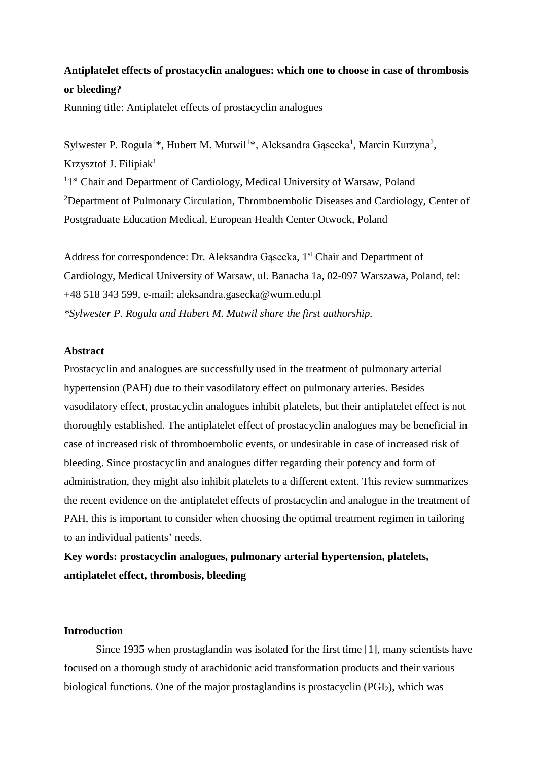**Antiplatelet effects of prostacyclin analogues: which one to choose in case of thrombosis or bleeding?**

Running title: Antiplatelet effects of prostacyclin analogues

Sylwester P. Rogula[1]*, Hubert M. Mutwil[1]*, Aleksandra Gąsecka[1], Marcin Kurzyna[2], Krzysztof J. Filipiak[1]

[1]1[st] Chair and Department of Cardiology, Medical University of Warsaw, Poland

[2]Department of Pulmonary Circulation, Thromboembolic Diseases and Cardiology, Center of Postgraduate Education Medical, European Health Center Otwock, Poland

Address for correspondence: Dr. Aleksandra Gąsecka, 1[st] Chair and Department of Cardiology, Medical University of Warsaw, ul. Banacha 1a, 02-097 Warszawa, Poland, tel: +48 518 343 599, e-mail: aleksandra.gasecka@wum.edu.pl

*\*Sylwester P. Rogula and Hubert M. Mutwil share the first authorship.*

**Abstract**

Prostacyclin and analogues are successfully used in the treatment of pulmonary arterial hypertension (PAH) due to their vasodilatory effect on pulmonary arteries. Besides vasodilatory effect, prostacyclin analogues inhibit platelets, but their antiplatelet effect is not thoroughly established. The antiplatelet effect of prostacyclin analogues may be beneficial in case of increased risk of thromboembolic events, or undesirable in case of increased risk of bleeding. Since prostacyclin and analogues differ regarding their potency and form of administration, they might also inhibit platelets to a different extent. This review summarizes the recent evidence on the antiplatelet effects of prostacyclin and analogue in the treatment of PAH, this is important to consider when choosing the optimal treatment regimen in tailoring to an individual patients' needs.

**Key words: prostacyclin analogues, pulmonary arterial hypertension, platelets, antiplatelet effect, thrombosis, bleeding**

**Introduction**

Since 1935 when prostaglandin was isolated for the first time [1], many scientists have focused on a thorough study of arachidonic acid transformation products and their various biological functions. One of the major prostaglandins is prostacyclin ($PGI_2$), which was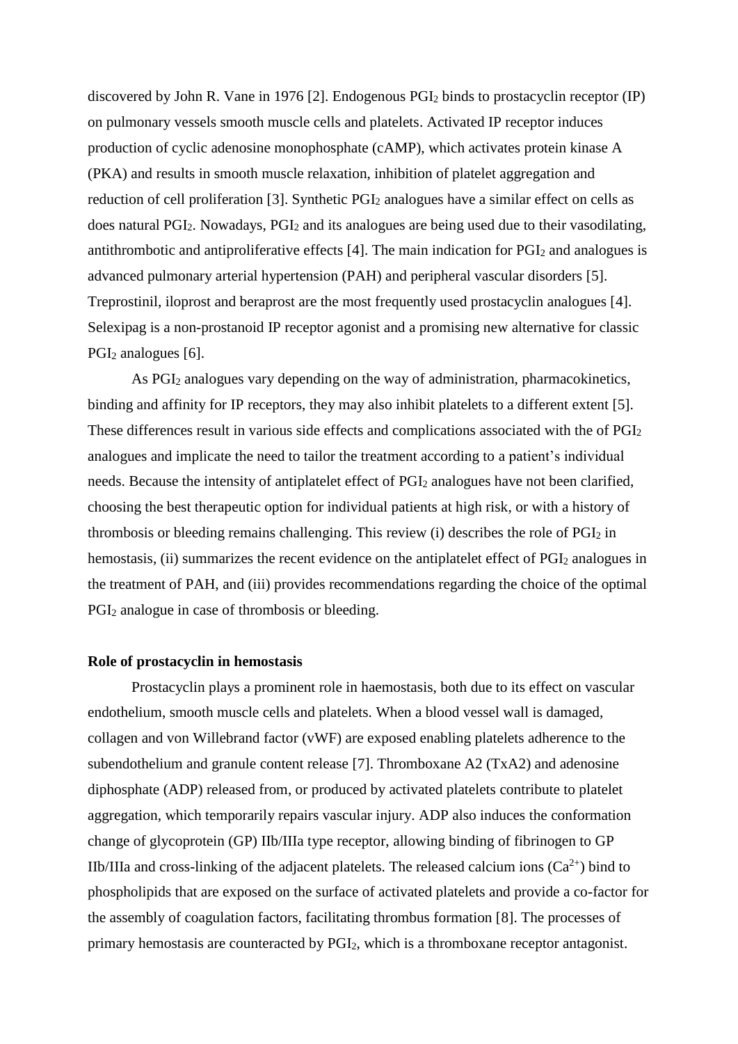discovered by John R. Vane in 1976 [2]. Endogenous $PGI_2$ binds to prostacyclin receptor (IP) on pulmonary vessels smooth muscle cells and platelets. Activated IP receptor induces production of cyclic adenosine monophosphate (cAMP), which activates protein kinase A (PKA) and results in smooth muscle relaxation, inhibition of platelet aggregation and reduction of cell proliferation [3]. Synthetic $PGI_2$ analogues have a similar effect on cells as does natural $PGI_2$. Nowadays, $PGI_2$ and its analogues are being used due to their vasodilating, antithrombotic and antiproliferative effects [4]. The main indication for $PGI_2$ and analogues is advanced pulmonary arterial hypertension (PAH) and peripheral vascular disorders [5]. Treprostinil, iloprost and beraprost are the most frequently used prostacyclin analogues [4]. Selexipag is a non-prostanoid IP receptor agonist and a promising new alternative for classic $PGI_2$ analogues [6].

As $PGI_2$ analogues vary depending on the way of administration, pharmacokinetics, binding and affinity for IP receptors, they may also inhibit platelets to a different extent [5]. These differences result in various side effects and complications associated with the of $PGI_2$ analogues and implicate the need to tailor the treatment according to a patient's individual needs. Because the intensity of antiplatelet effect of $PGI_2$ analogues have not been clarified, choosing the best therapeutic option for individual patients at high risk, or with a history of thrombosis or bleeding remains challenging. This review (i) describes the role of $PGI_2$ in hemostasis, (ii) summarizes the recent evidence on the antiplatelet effect of $PGI_2$ analogues in the treatment of PAH, and (iii) provides recommendations regarding the choice of the optimal $PGI_2$ analogue in case of thrombosis or bleeding.

**Role of prostacyclin in hemostasis**

Prostacyclin plays a prominent role in haemostasis, both due to its effect on vascular endothelium, smooth muscle cells and platelets. When a blood vessel wall is damaged, collagen and von Willebrand factor (vWF) are exposed enabling platelets adherence to the subendothelium and granule content release [7]. Thromboxane A2 (TxA2) and adenosine diphosphate (ADP) released from, or produced by activated platelets contribute to platelet aggregation, which temporarily repairs vascular injury. ADP also induces the conformation change of glycoprotein (GP) IIb/IIIa type receptor, allowing binding of fibrinogen to GP IIb/IIIa and cross-linking of the adjacent platelets. The released calcium ions ($Ca^{2+}$) bind to phospholipids that are exposed on the surface of activated platelets and provide a co-factor for the assembly of coagulation factors, facilitating thrombus formation [8]. The processes of primary hemostasis are counteracted by $PGI_2$, which is a thromboxane receptor antagonist.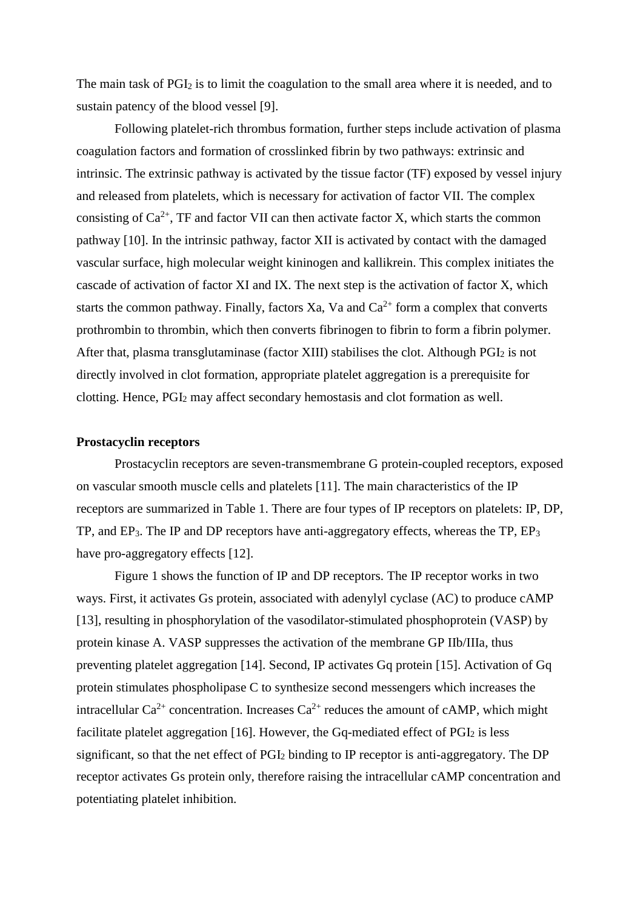The main task of $PGI_2$ is to limit the coagulation to the small area where it is needed, and to sustain patency of the blood vessel [9].

Following platelet-rich thrombus formation, further steps include activation of plasma coagulation factors and formation of crosslinked fibrin by two pathways: extrinsic and intrinsic. The extrinsic pathway is activated by the tissue factor (TF) exposed by vessel injury and released from platelets, which is necessary for activation of factor VII. The complex consisting of $Ca^{2+}$, TF and factor VII can then activate factor X, which starts the common pathway [10]. In the intrinsic pathway, factor XII is activated by contact with the damaged vascular surface, high molecular weight kininogen and kallikrein. This complex initiates the cascade of activation of factor XI and IX. The next step is the activation of factor X, which starts the common pathway. Finally, factors Xa, Va and $Ca^{2+}$ form a complex that converts prothrombin to thrombin, which then converts fibrinogen to fibrin to form a fibrin polymer. After that, plasma transglutaminase (factor XIII) stabilises the clot. Although $PGI_2$ is not directly involved in clot formation, appropriate platelet aggregation is a prerequisite for clotting. Hence, $PGI_2$ may affect secondary hemostasis and clot formation as well.

**Prostacyclin receptors**

Prostacyclin receptors are seven-transmembrane G protein-coupled receptors, exposed on vascular smooth muscle cells and platelets [11]. The main characteristics of the IP receptors are summarized in Table 1. There are four types of IP receptors on platelets: IP, DP, TP, and $EP_3$. The IP and DP receptors have anti-aggregatory effects, whereas the TP, $EP_3$ have pro-aggregatory effects [12].

Figure 1 shows the function of IP and DP receptors. The IP receptor works in two ways. First, it activates Gs protein, associated with adenylyl cyclase (AC) to produce cAMP [13], resulting in phosphorylation of the vasodilator-stimulated phosphoprotein (VASP) by protein kinase A. VASP suppresses the activation of the membrane GP IIb/IIIa, thus preventing platelet aggregation [14]. Second, IP activates Gq protein [15]. Activation of Gq protein stimulates phospholipase C to synthesize second messengers which increases the intracellular $Ca^{2+}$ concentration. Increases $Ca^{2+}$ reduces the amount of cAMP, which might facilitate platelet aggregation [16]. However, the Gq-mediated effect of $PGI_2$ is less significant, so that the net effect of $PGI_2$ binding to IP receptor is anti-aggregatory. The DP receptor activates Gs protein only, therefore raising the intracellular cAMP concentration and potentiating platelet inhibition.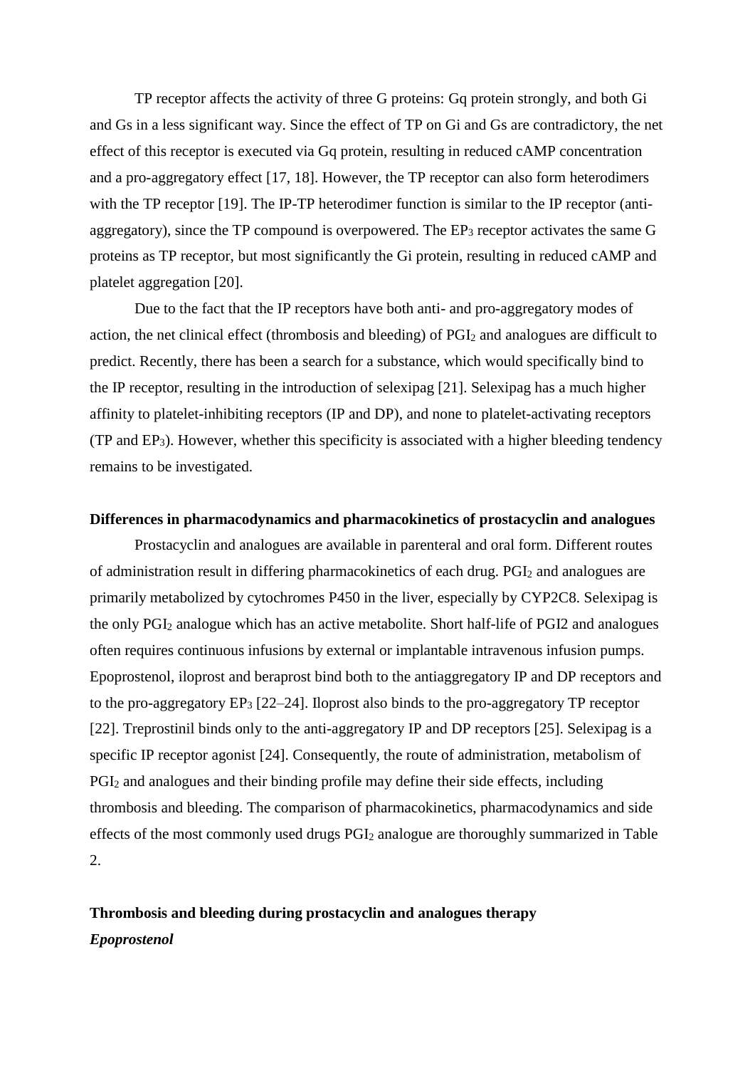TP receptor affects the activity of three G proteins: Gq protein strongly, and both Gi and Gs in a less significant way. Since the effect of TP on Gi and Gs are contradictory, the net effect of this receptor is executed via Gq protein, resulting in reduced cAMP concentration and a pro-aggregatory effect [17, 18]. However, the TP receptor can also form heterodimers with the TP receptor [19]. The IP-TP heterodimer function is similar to the IP receptor (anti-aggregatory), since the TP compound is overpowered. The $EP_3$ receptor activates the same G proteins as TP receptor, but most significantly the Gi protein, resulting in reduced cAMP and platelet aggregation [20].

Due to the fact that the IP receptors have both anti- and pro-aggregatory modes of action, the net clinical effect (thrombosis and bleeding) of $PGI_2$ and analogues are difficult to predict. Recently, there has been a search for a substance, which would specifically bind to the IP receptor, resulting in the introduction of selexipag [21]. Selexipag has a much higher affinity to platelet-inhibiting receptors (IP and DP), and none to platelet-activating receptors (TP and $EP_3$). However, whether this specificity is associated with a higher bleeding tendency remains to be investigated.

**Differences in pharmacodynamics and pharmacokinetics of prostacyclin and analogues**

Prostacyclin and analogues are available in parenteral and oral form. Different routes of administration result in differing pharmacokinetics of each drug. $PGI_2$ and analogues are primarily metabolized by cytochromes P450 in the liver, especially by CYP2C8. Selexipag is the only $PGI_2$ analogue which has an active metabolite. Short half-life of PGI2 and analogues often requires continuous infusions by external or implantable intravenous infusion pumps. Epoprostenol, iloprost and beraprost bind both to the antiaggregatory IP and DP receptors and to the pro-aggregatory $EP_3$ [22–24]. Iloprost also binds to the pro-aggregatory TP receptor [22]. Treprostinil binds only to the anti-aggregatory IP and DP receptors [25]. Selexipag is a specific IP receptor agonist [24]. Consequently, the route of administration, metabolism of $PGI_2$ and analogues and their binding profile may define their side effects, including thrombosis and bleeding. The comparison of pharmacokinetics, pharmacodynamics and side effects of the most commonly used drugs $PGI_2$ analogue are thoroughly summarized in Table 2.

**Thrombosis and bleeding during prostacyclin and analogues therapy**

***Epoprostenol***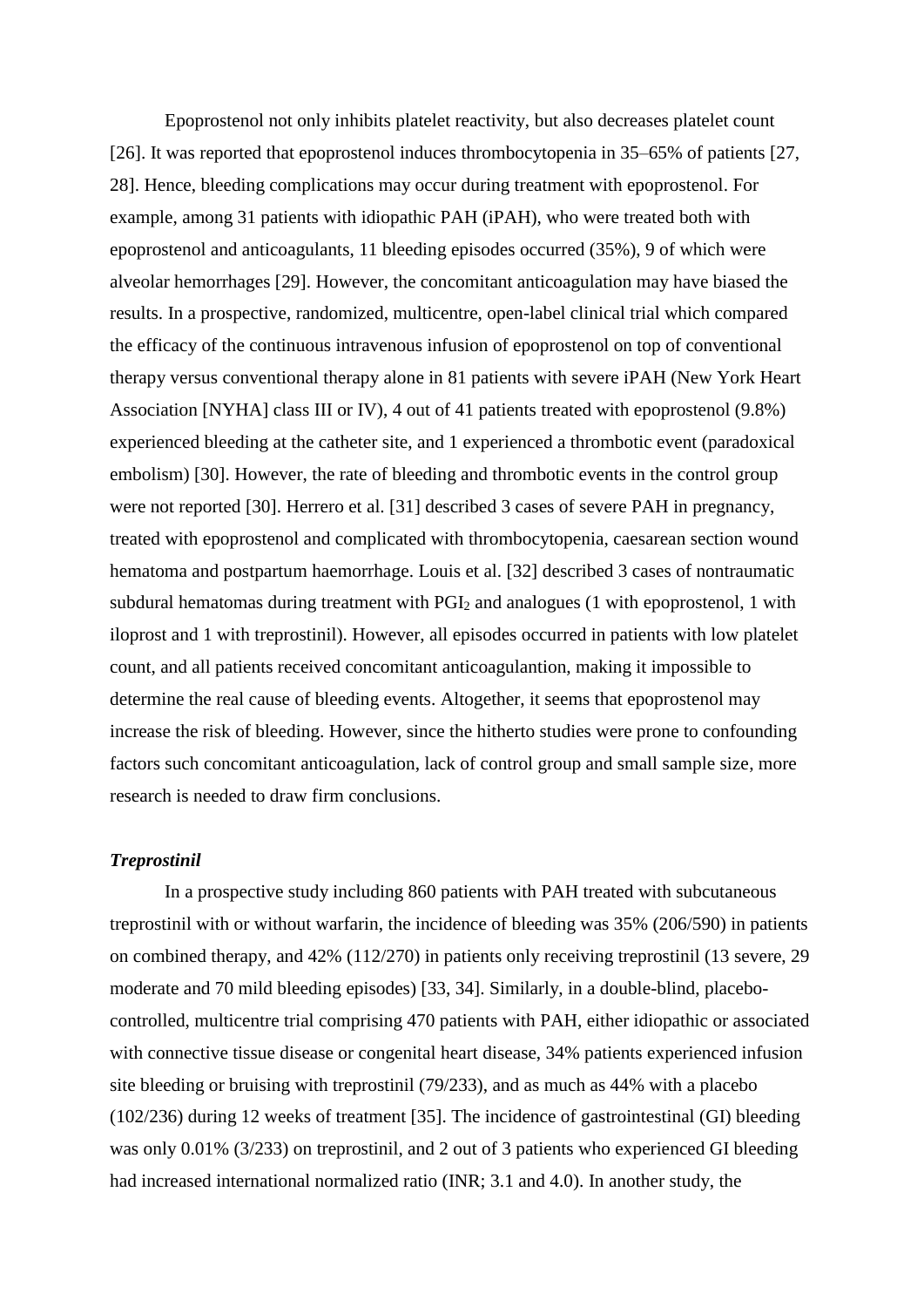Epoprostenol not only inhibits platelet reactivity, but also decreases platelet count [26]. It was reported that epoprostenol induces thrombocytopenia in 35–65% of patients [27, 28]. Hence, bleeding complications may occur during treatment with epoprostenol. For example, among 31 patients with idiopathic PAH (iPAH), who were treated both with epoprostenol and anticoagulants, 11 bleeding episodes occurred (35%), 9 of which were alveolar hemorrhages [29]. However, the concomitant anticoagulation may have biased the results. In a prospective, randomized, multicentre, open-label clinical trial which compared the efficacy of the continuous intravenous infusion of epoprostenol on top of conventional therapy versus conventional therapy alone in 81 patients with severe iPAH (New York Heart Association [NYHA] class III or IV), 4 out of 41 patients treated with epoprostenol (9.8%) experienced bleeding at the catheter site, and 1 experienced a thrombotic event (paradoxical embolism) [30]. However, the rate of bleeding and thrombotic events in the control group were not reported [30]. Herrero et al. [31] described 3 cases of severe PAH in pregnancy, treated with epoprostenol and complicated with thrombocytopenia, caesarean section wound hematoma and postpartum haemorrhage. Louis et al. [32] described 3 cases of nontraumatic subdural hematomas during treatment with $PGI_2$ and analogues (1 with epoprostenol, 1 with iloprost and 1 with treprostinil). However, all episodes occurred in patients with low platelet count, and all patients received concomitant anticoagulantion, making it impossible to determine the real cause of bleeding events. Altogether, it seems that epoprostenol may increase the risk of bleeding. However, since the hitherto studies were prone to confounding factors such concomitant anticoagulation, lack of control group and small sample size, more research is needed to draw firm conclusions.

***Treprostinil***

In a prospective study including 860 patients with PAH treated with subcutaneous treprostinil with or without warfarin, the incidence of bleeding was 35% (206/590) in patients on combined therapy, and 42% (112/270) in patients only receiving treprostinil (13 severe, 29 moderate and 70 mild bleeding episodes) [33, 34]. Similarly, in a double-blind, placebo-controlled, multicentre trial comprising 470 patients with PAH, either idiopathic or associated with connective tissue disease or congenital heart disease, 34% patients experienced infusion site bleeding or bruising with treprostinil (79/233), and as much as 44% with a placebo (102/236) during 12 weeks of treatment [35]. The incidence of gastrointestinal (GI) bleeding was only 0.01% (3/233) on treprostinil, and 2 out of 3 patients who experienced GI bleeding had increased international normalized ratio (INR; 3.1 and 4.0). In another study, the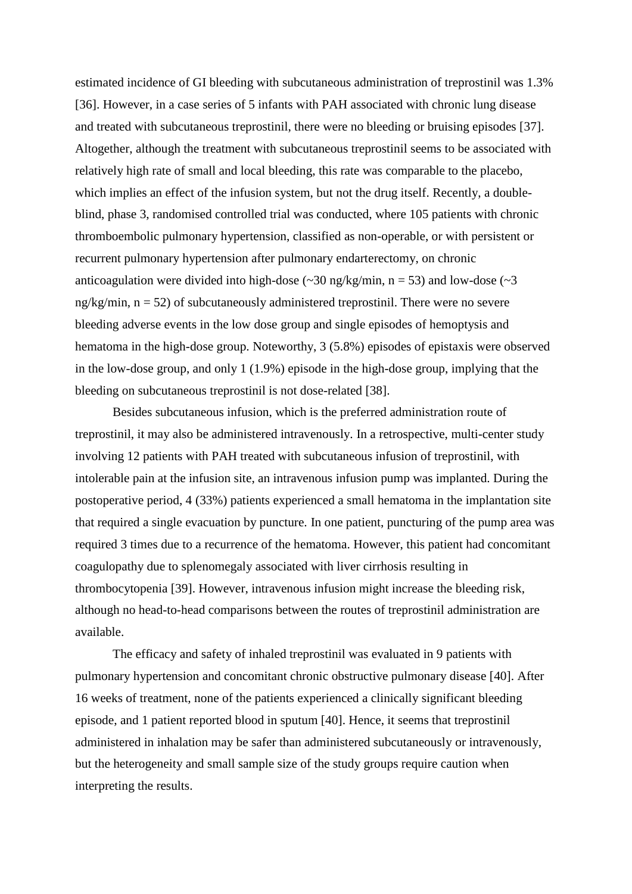estimated incidence of GI bleeding with subcutaneous administration of treprostinil was 1.3% [36]. However, in a case series of 5 infants with PAH associated with chronic lung disease and treated with subcutaneous treprostinil, there were no bleeding or bruising episodes [37]. Altogether, although the treatment with subcutaneous treprostinil seems to be associated with relatively high rate of small and local bleeding, this rate was comparable to the placebo, which implies an effect of the infusion system, but not the drug itself. Recently, a double-blind, phase 3, randomised controlled trial was conducted, where 105 patients with chronic thromboembolic pulmonary hypertension, classified as non-operable, or with persistent or recurrent pulmonary hypertension after pulmonary endarterectomy, on chronic anticoagulation were divided into high-dose (~30 ng/kg/min, n = 53) and low-dose (~3 ng/kg/min, n = 52) of subcutaneously administered treprostinil. There were no severe bleeding adverse events in the low dose group and single episodes of hemoptysis and hematoma in the high-dose group. Noteworthy, 3 (5.8%) episodes of epistaxis were observed in the low-dose group, and only 1 (1.9%) episode in the high-dose group, implying that the bleeding on subcutaneous treprostinil is not dose-related [38].

Besides subcutaneous infusion, which is the preferred administration route of treprostinil, it may also be administered intravenously. In a retrospective, multi-center study involving 12 patients with PAH treated with subcutaneous infusion of treprostinil, with intolerable pain at the infusion site, an intravenous infusion pump was implanted. During the postoperative period, 4 (33%) patients experienced a small hematoma in the implantation site that required a single evacuation by puncture. In one patient, puncturing of the pump area was required 3 times due to a recurrence of the hematoma. However, this patient had concomitant coagulopathy due to splenomegaly associated with liver cirrhosis resulting in thrombocytopenia [39]. However, intravenous infusion might increase the bleeding risk, although no head-to-head comparisons between the routes of treprostinil administration are available.

The efficacy and safety of inhaled treprostinil was evaluated in 9 patients with pulmonary hypertension and concomitant chronic obstructive pulmonary disease [40]. After 16 weeks of treatment, none of the patients experienced a clinically significant bleeding episode, and 1 patient reported blood in sputum [40]. Hence, it seems that treprostinil administered in inhalation may be safer than administered subcutaneously or intravenously, but the heterogeneity and small sample size of the study groups require caution when interpreting the results.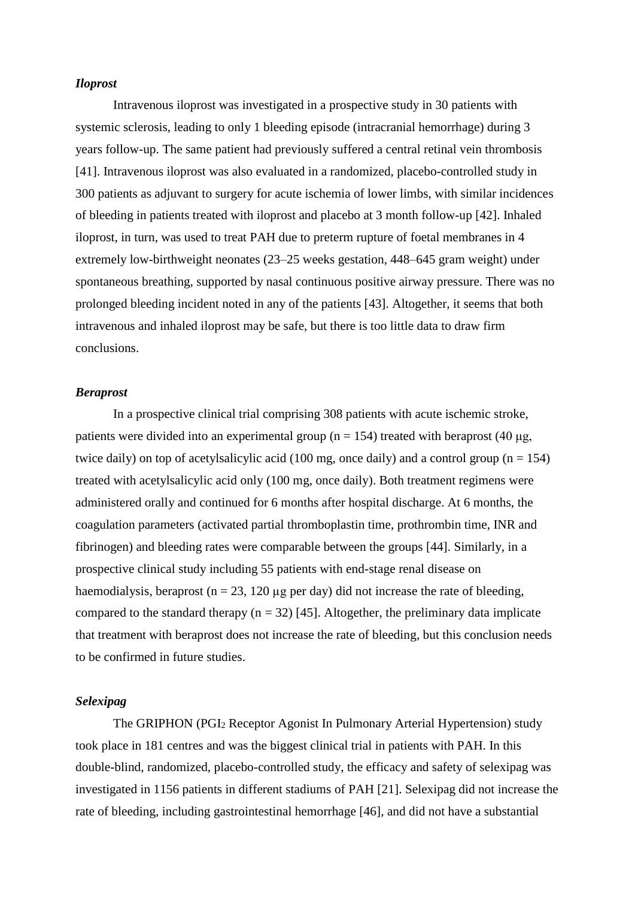***Iloprost***

Intravenous iloprost was investigated in a prospective study in 30 patients with systemic sclerosis, leading to only 1 bleeding episode (intracranial hemorrhage) during 3 years follow-up. The same patient had previously suffered a central retinal vein thrombosis [41]. Intravenous iloprost was also evaluated in a randomized, placebo-controlled study in 300 patients as adjuvant to surgery for acute ischemia of lower limbs, with similar incidences of bleeding in patients treated with iloprost and placebo at 3 month follow-up [42]. Inhaled iloprost, in turn, was used to treat PAH due to preterm rupture of foetal membranes in 4 extremely low-birthweight neonates (23–25 weeks gestation, 448–645 gram weight) under spontaneous breathing, supported by nasal continuous positive airway pressure. There was no prolonged bleeding incident noted in any of the patients [43]. Altogether, it seems that both intravenous and inhaled iloprost may be safe, but there is too little data to draw firm conclusions.

***Beraprost***

In a prospective clinical trial comprising 308 patients with acute ischemic stroke, patients were divided into an experimental group (n = 154) treated with beraprost (40 μg, twice daily) on top of acetylsalicylic acid (100 mg, once daily) and a control group (n = 154) treated with acetylsalicylic acid only (100 mg, once daily). Both treatment regimens were administered orally and continued for 6 months after hospital discharge. At 6 months, the coagulation parameters (activated partial thromboplastin time, prothrombin time, INR and fibrinogen) and bleeding rates were comparable between the groups [44]. Similarly, in a prospective clinical study including 55 patients with end-stage renal disease on haemodialysis, beraprost (n = 23, 120 μg per day) did not increase the rate of bleeding, compared to the standard therapy (n = 32) [45]. Altogether, the preliminary data implicate that treatment with beraprost does not increase the rate of bleeding, but this conclusion needs to be confirmed in future studies.

***Selexipag***

The GRIPHON ($PGI_2$ Receptor Agonist In Pulmonary Arterial Hypertension) study took place in 181 centres and was the biggest clinical trial in patients with PAH. In this double-blind, randomized, placebo-controlled study, the efficacy and safety of selexipag was investigated in 1156 patients in different stadiums of PAH [21]. Selexipag did not increase the rate of bleeding, including gastrointestinal hemorrhage [46], and did not have a substantial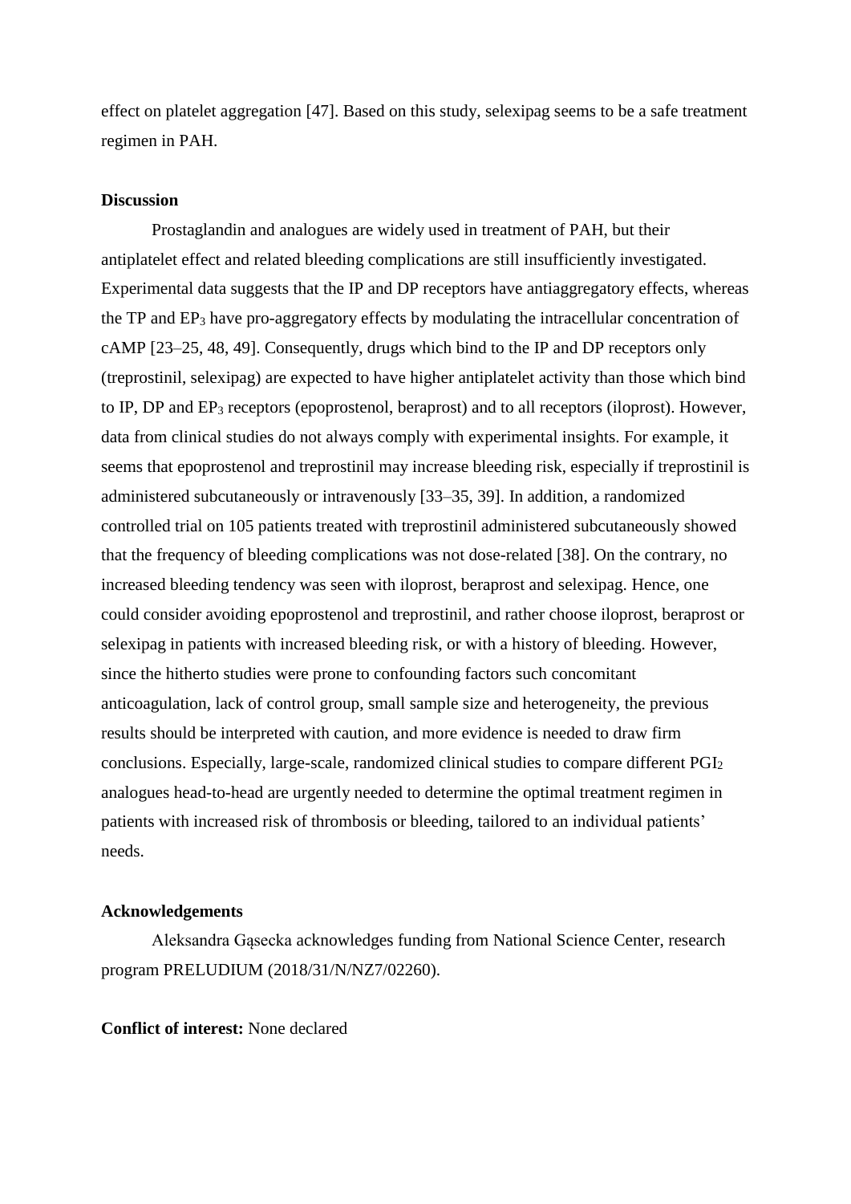effect on platelet aggregation [47]. Based on this study, selexipag seems to be a safe treatment regimen in PAH.

## Discussion

Prostaglandin and analogues are widely used in treatment of PAH, but their antiplatelet effect and related bleeding complications are still insufficiently investigated. Experimental data suggests that the IP and DP receptors have antiaggregatory effects, whereas the TP and $EP_3$ have pro-aggregatory effects by modulating the intracellular concentration of cAMP [23–25, 48, 49]. Consequently, drugs which bind to the IP and DP receptors only (treprostinil, selexipag) are expected to have higher antiplatelet activity than those which bind to IP, DP and $EP_3$ receptors (epoprostenol, beraprost) and to all receptors (iloprost). However, data from clinical studies do not always comply with experimental insights. For example, it seems that epoprostenol and treprostinil may increase bleeding risk, especially if treprostinil is administered subcutaneously or intravenously [33–35, 39]. In addition, a randomized controlled trial on 105 patients treated with treprostinil administered subcutaneously showed that the frequency of bleeding complications was not dose-related [38]. On the contrary, no increased bleeding tendency was seen with iloprost, beraprost and selexipag. Hence, one could consider avoiding epoprostenol and treprostinil, and rather choose iloprost, beraprost or selexipag in patients with increased bleeding risk, or with a history of bleeding. However, since the hitherto studies were prone to confounding factors such concomitant anticoagulation, lack of control group, small sample size and heterogeneity, the previous results should be interpreted with caution, and more evidence is needed to draw firm conclusions. Especially, large-scale, randomized clinical studies to compare different $PGI_2$ analogues head-to-head are urgently needed to determine the optimal treatment regimen in patients with increased risk of thrombosis or bleeding, tailored to an individual patients' needs.

## Acknowledgements

Aleksandra Gąsecka acknowledges funding from National Science Center, research program PRELUDIUM (2018/31/N/NZ7/02260).

**Conflict of interest:** None declared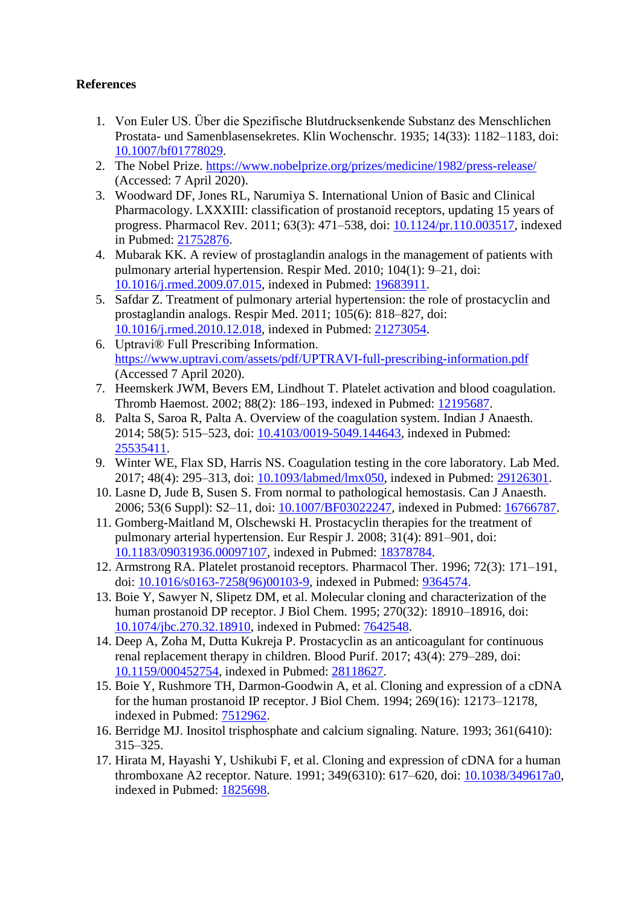**References**

1. Von Euler US. Über die Spezifische Blutdrucksenkende Substanz des Menschlichen Prostata- und Samenblasensekretes. Klin Wochenschr. 1935; 14(33): 1182–1183, doi: 10.1007/bf01778029.
2. The Nobel Prize. https://www.nobelprize.org/prizes/medicine/1982/press-release/ (Accessed: 7 April 2020).
3. Woodward DF, Jones RL, Narumiya S. International Union of Basic and Clinical Pharmacology. LXXXIII: classification of prostanoid receptors, updating 15 years of progress. Pharmacol Rev. 2011; 63(3): 471–538, doi: 10.1124/pr.110.003517, indexed in Pubmed: 21752876.
4. Mubarak KK. A review of prostaglandin analogs in the management of patients with pulmonary arterial hypertension. Respir Med. 2010; 104(1): 9–21, doi: 10.1016/j.rmed.2009.07.015, indexed in Pubmed: 19683911.
5. Safdar Z. Treatment of pulmonary arterial hypertension: the role of prostacyclin and prostaglandin analogs. Respir Med. 2011; 105(6): 818–827, doi: 10.1016/j.rmed.2010.12.018, indexed in Pubmed: 21273054.
6. Uptravi® Full Prescribing Information. https://www.uptravi.com/assets/pdf/UPTRAVI-full-prescribing-information.pdf (Accessed 7 April 2020).
7. Heemskerk JWM, Bevers EM, Lindhout T. Platelet activation and blood coagulation. Thromb Haemost. 2002; 88(2): 186–193, indexed in Pubmed: 12195687.
8. Palta S, Saroa R, Palta A. Overview of the coagulation system. Indian J Anaesth. 2014; 58(5): 515–523, doi: 10.4103/0019-5049.144643, indexed in Pubmed: 25535411.
9. Winter WE, Flax SD, Harris NS. Coagulation testing in the core laboratory. Lab Med. 2017; 48(4): 295–313, doi: 10.1093/labmed/lmx050, indexed in Pubmed: 29126301.
10. Lasne D, Jude B, Susen S. From normal to pathological hemostasis. Can J Anaesth. 2006; 53(6 Suppl): S2–11, doi: 10.1007/BF03022247, indexed in Pubmed: 16766787.
11. Gomberg-Maitland M, Olschewski H. Prostacyclin therapies for the treatment of pulmonary arterial hypertension. Eur Respir J. 2008; 31(4): 891–901, doi: 10.1183/09031936.00097107, indexed in Pubmed: 18378784.
12. Armstrong RA. Platelet prostanoid receptors. Pharmacol Ther. 1996; 72(3): 171–191, doi: 10.1016/s0163-7258(96)00103-9, indexed in Pubmed: 9364574.
13. Boie Y, Sawyer N, Slipetz DM, et al. Molecular cloning and characterization of the human prostanoid DP receptor. J Biol Chem. 1995; 270(32): 18910–18916, doi: 10.1074/jbc.270.32.18910, indexed in Pubmed: 7642548.
14. Deep A, Zoha M, Dutta Kukreja P. Prostacyclin as an anticoagulant for continuous renal replacement therapy in children. Blood Purif. 2017; 43(4): 279–289, doi: 10.1159/000452754, indexed in Pubmed: 28118627.
15. Boie Y, Rushmore TH, Darmon-Goodwin A, et al. Cloning and expression of a cDNA for the human prostanoid IP receptor. J Biol Chem. 1994; 269(16): 12173–12178, indexed in Pubmed: 7512962.
16. Berridge MJ. Inositol trisphosphate and calcium signaling. Nature. 1993; 361(6410): 315–325.
17. Hirata M, Hayashi Y, Ushikubi F, et al. Cloning and expression of cDNA for a human thromboxane A2 receptor. Nature. 1991; 349(6310): 617–620, doi: 10.1038/349617a0, indexed in Pubmed: 1825698.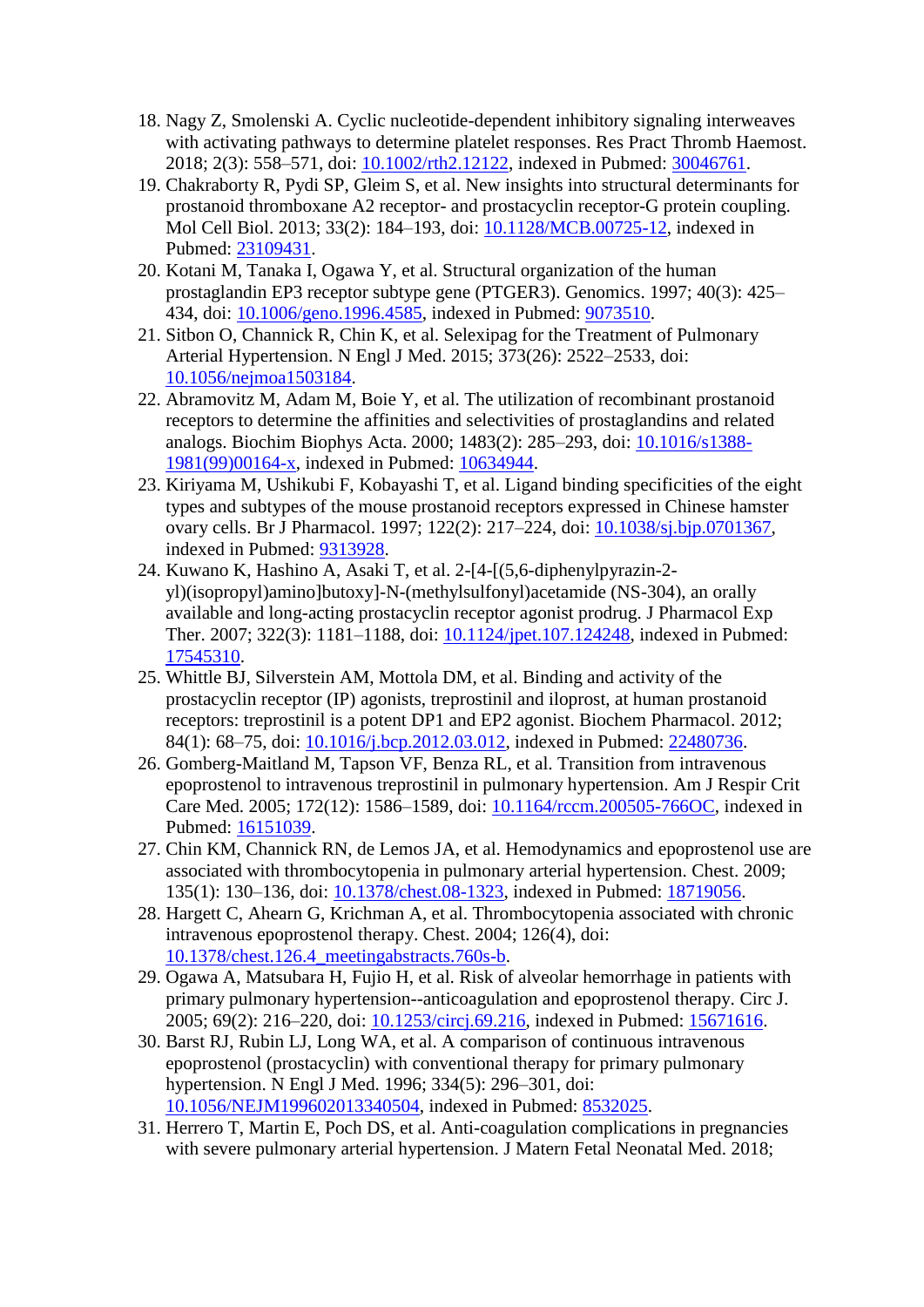18. Nagy Z, Smolenski A. Cyclic nucleotide-dependent inhibitory signaling interweaves with activating pathways to determine platelet responses. Res Pract Thromb Haemost. 2018; 2(3): 558–571, doi: 10.1002/rth2.12122, indexed in Pubmed: 30046761.
19. Chakraborty R, Pydi SP, Gleim S, et al. New insights into structural determinants for prostanoid thromboxane A2 receptor- and prostacyclin receptor-G protein coupling. Mol Cell Biol. 2013; 33(2): 184–193, doi: 10.1128/MCB.00725-12, indexed in Pubmed: 23109431.
20. Kotani M, Tanaka I, Ogawa Y, et al. Structural organization of the human prostaglandin EP3 receptor subtype gene (PTGER3). Genomics. 1997; 40(3): 425–434, doi: 10.1006/geno.1996.4585, indexed in Pubmed: 9073510.
21. Sitbon O, Channick R, Chin K, et al. Selexipag for the Treatment of Pulmonary Arterial Hypertension. N Engl J Med. 2015; 373(26): 2522–2533, doi: 10.1056/nejmoa1503184.
22. Abramovitz M, Adam M, Boie Y, et al. The utilization of recombinant prostanoid receptors to determine the affinities and selectivities of prostaglandins and related analogs. Biochim Biophys Acta. 2000; 1483(2): 285–293, doi: 10.1016/s1388-1981(99)00164-x, indexed in Pubmed: 10634944.
23. Kiriyama M, Ushikubi F, Kobayashi T, et al. Ligand binding specificities of the eight types and subtypes of the mouse prostanoid receptors expressed in Chinese hamster ovary cells. Br J Pharmacol. 1997; 122(2): 217–224, doi: 10.1038/sj.bjp.0701367, indexed in Pubmed: 9313928.
24. Kuwano K, Hashino A, Asaki T, et al. 2-[4-[(5,6-diphenylpyrazin-2-yl)(isopropyl)amino]butoxy]-N-(methylsulfonyl)acetamide (NS-304), an orally available and long-acting prostacyclin receptor agonist prodrug. J Pharmacol Exp Ther. 2007; 322(3): 1181–1188, doi: 10.1124/jpet.107.124248, indexed in Pubmed: 17545310.
25. Whittle BJ, Silverstein AM, Mottola DM, et al. Binding and activity of the prostacyclin receptor (IP) agonists, treprostinil and iloprost, at human prostanoid receptors: treprostinil is a potent DP1 and EP2 agonist. Biochem Pharmacol. 2012; 84(1): 68–75, doi: 10.1016/j.bcp.2012.03.012, indexed in Pubmed: 22480736.
26. Gomberg-Maitland M, Tapson VF, Benza RL, et al. Transition from intravenous epoprostenol to intravenous treprostinil in pulmonary hypertension. Am J Respir Crit Care Med. 2005; 172(12): 1586–1589, doi: 10.1164/rccm.200505-766OC, indexed in Pubmed: 16151039.
27. Chin KM, Channick RN, de Lemos JA, et al. Hemodynamics and epoprostenol use are associated with thrombocytopenia in pulmonary arterial hypertension. Chest. 2009; 135(1): 130–136, doi: 10.1378/chest.08-1323, indexed in Pubmed: 18719056.
28. Hargett C, Ahearn G, Krichman A, et al. Thrombocytopenia associated with chronic intravenous epoprostenol therapy. Chest. 2004; 126(4), doi: 10.1378/chest.126.4_meetingabstracts.760s-b.
29. Ogawa A, Matsubara H, Fujio H, et al. Risk of alveolar hemorrhage in patients with primary pulmonary hypertension--anticoagulation and epoprostenol therapy. Circ J. 2005; 69(2): 216–220, doi: 10.1253/circj.69.216, indexed in Pubmed: 15671616.
30. Barst RJ, Rubin LJ, Long WA, et al. A comparison of continuous intravenous epoprostenol (prostacyclin) with conventional therapy for primary pulmonary hypertension. N Engl J Med. 1996; 334(5): 296–301, doi: 10.1056/NEJM199602013340504, indexed in Pubmed: 8532025.
31. Herrero T, Martin E, Poch DS, et al. Anti-coagulation complications in pregnancies with severe pulmonary arterial hypertension. J Matern Fetal Neonatal Med. 2018;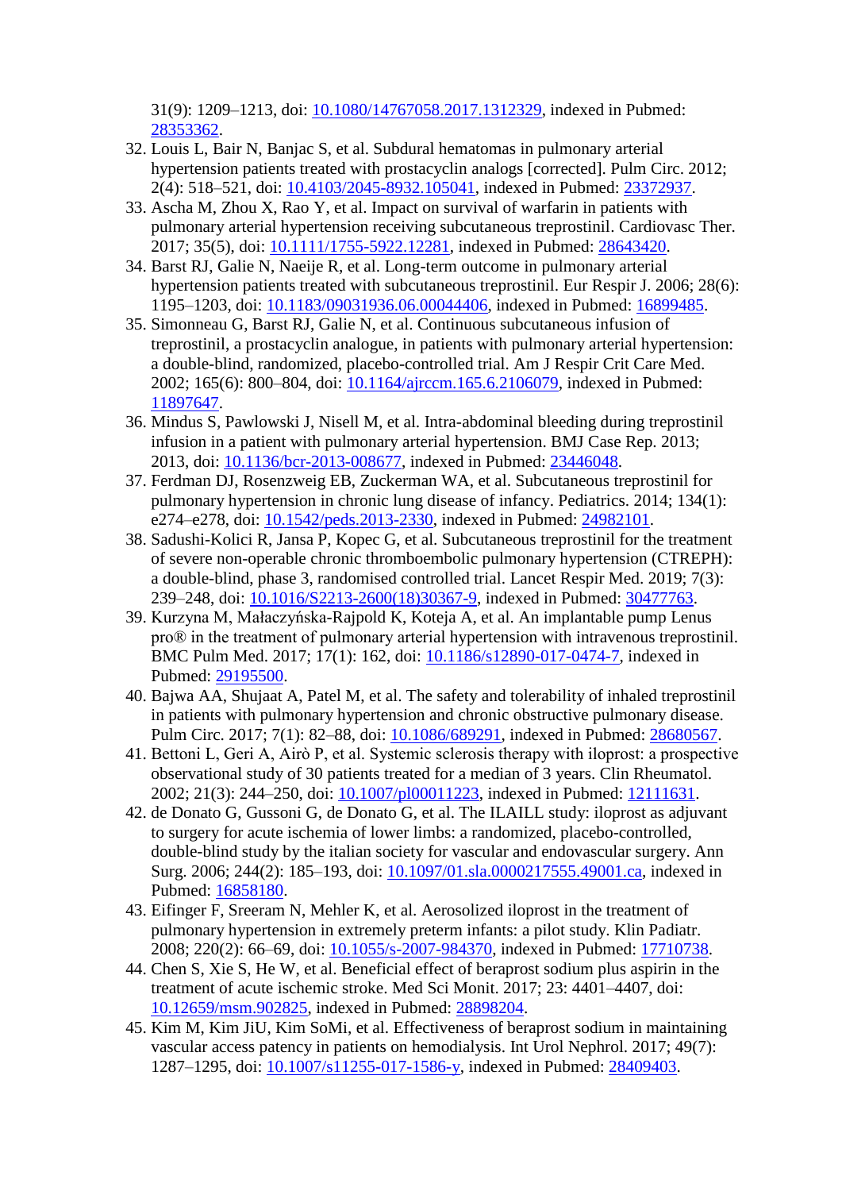31(9): 1209–1213, doi: 10.1080/14767058.2017.1312329, indexed in Pubmed: 28353362.

32. Louis L, Bair N, Banjac S, et al. Subdural hematomas in pulmonary arterial hypertension patients treated with prostacyclin analogs [corrected]. Pulm Circ. 2012; 2(4): 518–521, doi: 10.4103/2045-8932.105041, indexed in Pubmed: 23372937.
33. Ascha M, Zhou X, Rao Y, et al. Impact on survival of warfarin in patients with pulmonary arterial hypertension receiving subcutaneous treprostinil. Cardiovasc Ther. 2017; 35(5), doi: 10.1111/1755-5922.12281, indexed in Pubmed: 28643420.
34. Barst RJ, Galie N, Naeije R, et al. Long-term outcome in pulmonary arterial hypertension patients treated with subcutaneous treprostinil. Eur Respir J. 2006; 28(6): 1195–1203, doi: 10.1183/09031936.06.00044406, indexed in Pubmed: 16899485.
35. Simonneau G, Barst RJ, Galie N, et al. Continuous subcutaneous infusion of treprostinil, a prostacyclin analogue, in patients with pulmonary arterial hypertension: a double-blind, randomized, placebo-controlled trial. Am J Respir Crit Care Med. 2002; 165(6): 800–804, doi: 10.1164/ajrccm.165.6.2106079, indexed in Pubmed: 11897647.
36. Mindus S, Pawlowski J, Nisell M, et al. Intra-abdominal bleeding during treprostinil infusion in a patient with pulmonary arterial hypertension. BMJ Case Rep. 2013; 2013, doi: 10.1136/bcr-2013-008677, indexed in Pubmed: 23446048.
37. Ferdman DJ, Rosenzweig EB, Zuckerman WA, et al. Subcutaneous treprostinil for pulmonary hypertension in chronic lung disease of infancy. Pediatrics. 2014; 134(1): e274–e278, doi: 10.1542/peds.2013-2330, indexed in Pubmed: 24982101.
38. Sadushi-Kolici R, Jansa P, Kopec G, et al. Subcutaneous treprostinil for the treatment of severe non-operable chronic thromboembolic pulmonary hypertension (CTREPH): a double-blind, phase 3, randomised controlled trial. Lancet Respir Med. 2019; 7(3): 239–248, doi: 10.1016/S2213-2600(18)30367-9, indexed in Pubmed: 30477763.
39. Kurzyna M, Małaczyńska-Rajpold K, Koteja A, et al. An implantable pump Lenus pro® in the treatment of pulmonary arterial hypertension with intravenous treprostinil. BMC Pulm Med. 2017; 17(1): 162, doi: 10.1186/s12890-017-0474-7, indexed in Pubmed: 29195500.
40. Bajwa AA, Shujaat A, Patel M, et al. The safety and tolerability of inhaled treprostinil in patients with pulmonary hypertension and chronic obstructive pulmonary disease. Pulm Circ. 2017; 7(1): 82–88, doi: 10.1086/689291, indexed in Pubmed: 28680567.
41. Bettoni L, Geri A, Airò P, et al. Systemic sclerosis therapy with iloprost: a prospective observational study of 30 patients treated for a median of 3 years. Clin Rheumatol. 2002; 21(3): 244–250, doi: 10.1007/pl00011223, indexed in Pubmed: 12111631.
42. de Donato G, Gussoni G, de Donato G, et al. The ILAILL study: iloprost as adjuvant to surgery for acute ischemia of lower limbs: a randomized, placebo-controlled, double-blind study by the italian society for vascular and endovascular surgery. Ann Surg. 2006; 244(2): 185–193, doi: 10.1097/01.sla.0000217555.49001.ca, indexed in Pubmed: 16858180.
43. Eifinger F, Sreeram N, Mehler K, et al. Aerosolized iloprost in the treatment of pulmonary hypertension in extremely preterm infants: a pilot study. Klin Padiatr. 2008; 220(2): 66–69, doi: 10.1055/s-2007-984370, indexed in Pubmed: 17710738.
44. Chen S, Xie S, He W, et al. Beneficial effect of beraprost sodium plus aspirin in the treatment of acute ischemic stroke. Med Sci Monit. 2017; 23: 4401–4407, doi: 10.12659/msm.902825, indexed in Pubmed: 28898204.
45. Kim M, Kim JiU, Kim SoMi, et al. Effectiveness of beraprost sodium in maintaining vascular access patency in patients on hemodialysis. Int Urol Nephrol. 2017; 49(7): 1287–1295, doi: 10.1007/s11255-017-1586-y, indexed in Pubmed: 28409403.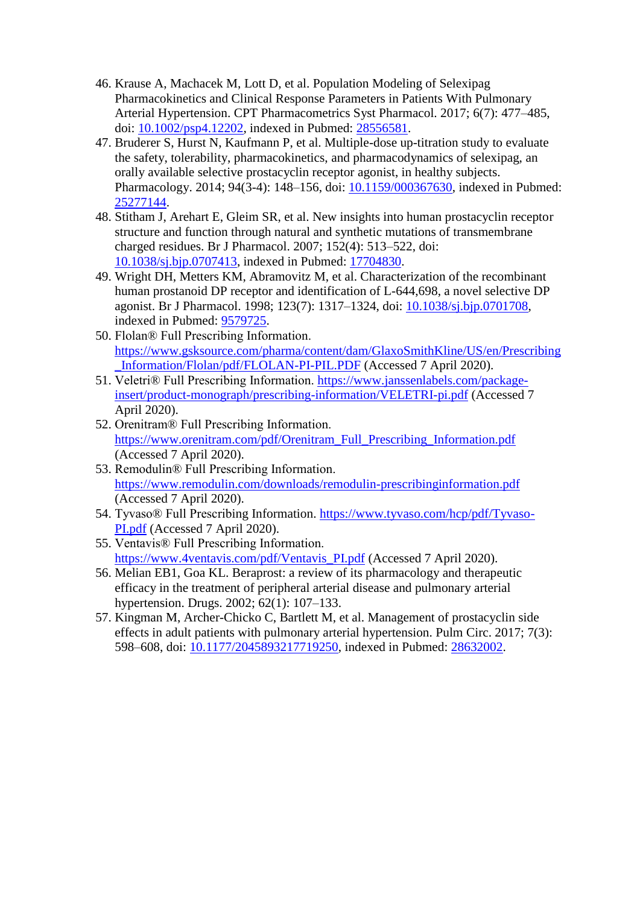46. Krause A, Machacek M, Lott D, et al. Population Modeling of Selexipag Pharmacokinetics and Clinical Response Parameters in Patients With Pulmonary Arterial Hypertension. CPT Pharmacometrics Syst Pharmacol. 2017; 6(7): 477–485, doi: 10.1002/psp4.12202, indexed in Pubmed: 28556581.
47. Bruderer S, Hurst N, Kaufmann P, et al. Multiple-dose up-titration study to evaluate the safety, tolerability, pharmacokinetics, and pharmacodynamics of selexipag, an orally available selective prostacyclin receptor agonist, in healthy subjects. Pharmacology. 2014; 94(3-4): 148–156, doi: 10.1159/000367630, indexed in Pubmed: 25277144.
48. Stitham J, Arehart E, Gleim SR, et al. New insights into human prostacyclin receptor structure and function through natural and synthetic mutations of transmembrane charged residues. Br J Pharmacol. 2007; 152(4): 513–522, doi: 10.1038/sj.bjp.0707413, indexed in Pubmed: 17704830.
49. Wright DH, Metters KM, Abramovitz M, et al. Characterization of the recombinant human prostanoid DP receptor and identification of L-644,698, a novel selective DP agonist. Br J Pharmacol. 1998; 123(7): 1317–1324, doi: 10.1038/sj.bjp.0701708, indexed in Pubmed: 9579725.
50. Flolan® Full Prescribing Information. https://www.gsksource.com/pharma/content/dam/GlaxoSmithKline/US/en/Prescribing_Information/Flolan/pdf/FLOLAN-PI-PIL.PDF (Accessed 7 April 2020).
51. Veletri® Full Prescribing Information. https://www.janssenlabels.com/package-insert/product-monograph/prescribing-information/VELETRI-pi.pdf (Accessed 7 April 2020).
52. Orenitram® Full Prescribing Information. https://www.orenitram.com/pdf/Orenitram_Full_Prescribing_Information.pdf (Accessed 7 April 2020).
53. Remodulin® Full Prescribing Information. https://www.remodulin.com/downloads/remodulin-prescribinginformation.pdf (Accessed 7 April 2020).
54. Tyvaso® Full Prescribing Information. https://www.tyvaso.com/hcp/pdf/Tyvaso-PI.pdf (Accessed 7 April 2020).
55. Ventavis® Full Prescribing Information. https://www.4ventavis.com/pdf/Ventavis_PI.pdf (Accessed 7 April 2020).
56. Melian EB1, Goa KL. Beraprost: a review of its pharmacology and therapeutic efficacy in the treatment of peripheral arterial disease and pulmonary arterial hypertension. Drugs. 2002; 62(1): 107–133.
57. Kingman M, Archer-Chicko C, Bartlett M, et al. Management of prostacyclin side effects in adult patients with pulmonary arterial hypertension. Pulm Circ. 2017; 7(3): 598–608, doi: 10.1177/2045893217719250, indexed in Pubmed: 28632002.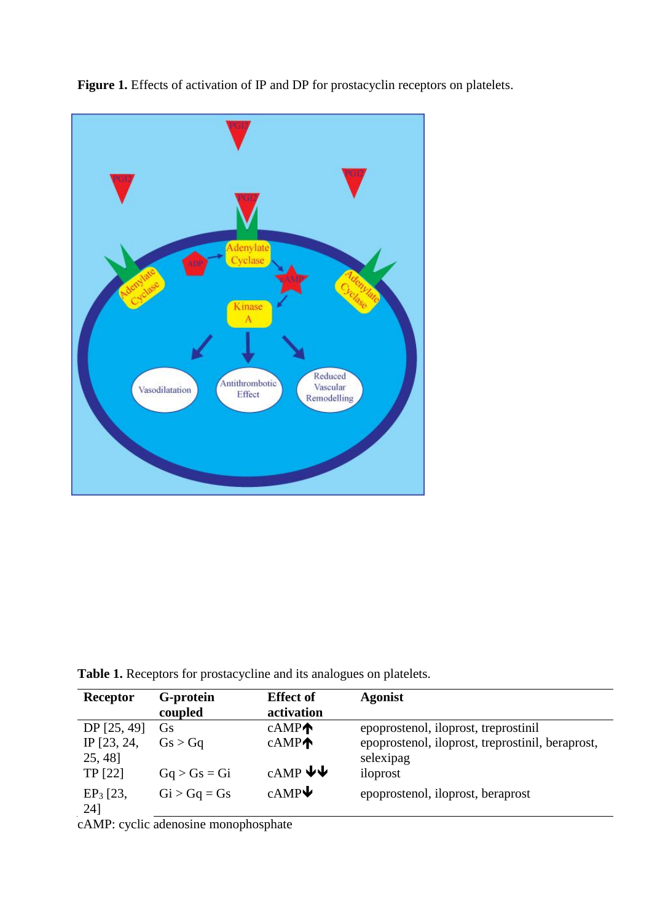**Figure 1.** Effects of activation of IP and DP for prostacyclin receptors on platelets.

**Table 1.** Receptors for prostacycline and its analogues on platelets.

| Receptor | G-protein coupled | Effect of activation | Agonist |
|---|---|---|---|
| DP [25, 49] | Gs | cAMP↑ | epoprostenol, iloprost, treprostinil |
| IP [23, 24, 25, 48] | Gs > Gq | cAMP↑ | epoprostenol, iloprost, treprostinil, beraprost, selexipag |
| TP [22] | Gq > Gs = Gi | cAMP ↓↓ | iloprost |
| $EP_3$ [23, 24] | Gi > Gq = Gs | cAMP↓ | epoprostenol, iloprost, beraprost |

cAMP: cyclic adenosine monophosphate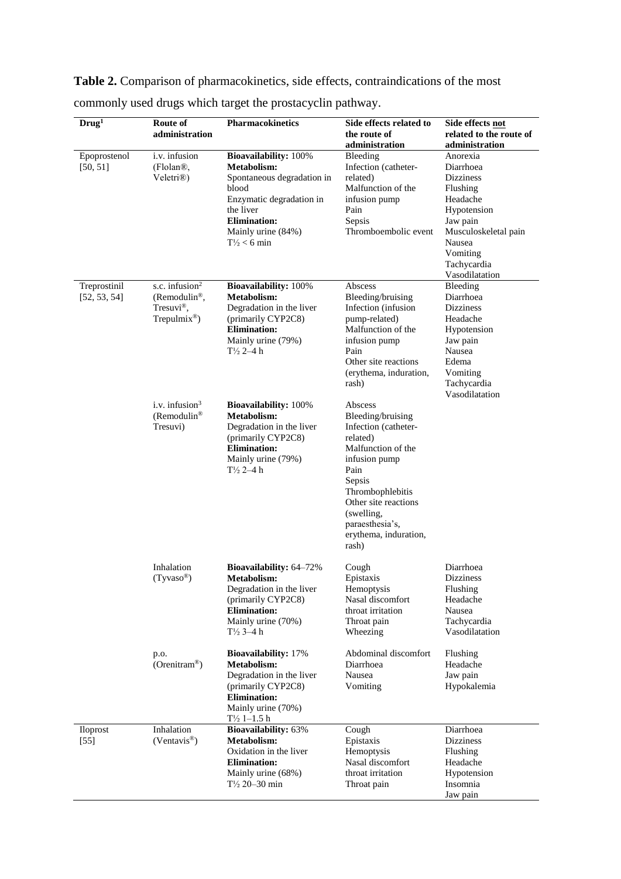**Table 2.** Comparison of pharmacokinetics, side effects, contraindications of the most commonly used drugs which target the prostacyclin pathway.

| Drug[1] | Route of administration | Pharmacokinetics | Side effects related to the route of administration | Side effects not related to the route of administration |
|---|---|---|---|---|
| Epoprostenol [50, 51] | i.v. infusion (Flolan®, Veletri®) | **Bioavailability:** 100%<br>**Metabolism:**<br>Spontaneous degradation in blood<br>Enzymatic degradation in the liver<br>**Elimination:**<br>Mainly urine (84%)<br>T½ < 6 min | Bleeding<br>Infection (catheter-related)<br>Malfunction of the infusion pump<br>Pain<br>Sepsis<br>Thromboembolic event | Anorexia<br>Diarrhoea<br>Dizziness<br>Flushing<br>Headache<br>Hypotension<br>Jaw pain<br>Musculoskeletal pain<br>Nausea<br>Vomiting<br>Tachycardia<br>Vasodilatation |
| Treprostinil [52, 53, 54] | s.c. infusion[2] (Remodulin®, Tresuvi®, Trepulmix®) | **Bioavailability:** 100%<br>**Metabolism:**<br>Degradation in the liver (primarily CYP2C8)<br>**Elimination:**<br>Mainly urine (79%)<br>T½ 2–4 h | Abscess<br>Bleeding/bruising<br>Infection (infusion pump-related)<br>Malfunction of the infusion pump<br>Pain<br>Other site reactions (erythema, induration, rash) | Bleeding<br>Diarrhoea<br>Dizziness<br>Headache<br>Hypotension<br>Jaw pain<br>Nausea<br>Edema<br>Vomiting<br>Tachycardia<br>Vasodilatation |
| | i.v. infusion[3] (Remodulin® Tresuvi) | **Bioavailability:** 100%<br>**Metabolism:**<br>Degradation in the liver (primarily CYP2C8)<br>**Elimination:**<br>Mainly urine (79%)<br>T½ 2–4 h | Abscess<br>Bleeding/bruising<br>Infection (catheter-related)<br>Malfunction of the infusion pump<br>Pain<br>Sepsis<br>Thrombophlebitis<br>Other site reactions (swelling, paraesthesia's, erythema, induration, rash) | |
| | Inhalation (Tyvaso®) | **Bioavailability:** 64–72%<br>**Metabolism:**<br>Degradation in the liver (primarily CYP2C8)<br>**Elimination:**<br>Mainly urine (70%)<br>T½ 3–4 h | Cough<br>Epistaxis<br>Hemoptysis<br>Nasal discomfort<br>throat irritation<br>Throat pain<br>Wheezing | Diarrhoea<br>Dizziness<br>Flushing<br>Headache<br>Nausea<br>Tachycardia<br>Vasodilatation |
| | p.o. (Orenitram®) | **Bioavailability:** 17%<br>**Metabolism:**<br>Degradation in the liver (primarily CYP2C8)<br>**Elimination:**<br>Mainly urine (70%)<br>T½ 1–1.5 h | Abdominal discomfort<br>Diarrhoea<br>Nausea<br>Vomiting | Flushing<br>Headache<br>Jaw pain<br>Hypokalemia |
| Iloprost [55] | Inhalation (Ventavis®) | **Bioavailability:** 63%<br>**Metabolism:**<br>Oxidation in the liver<br>**Elimination:**<br>Mainly urine (68%)<br>T½ 20–30 min | Cough<br>Epistaxis<br>Hemoptysis<br>Nasal discomfort<br>throat irritation<br>Throat pain | Diarrhoea<br>Dizziness<br>Flushing<br>Headache<br>Hypotension<br>Insomnia<br>Jaw pain |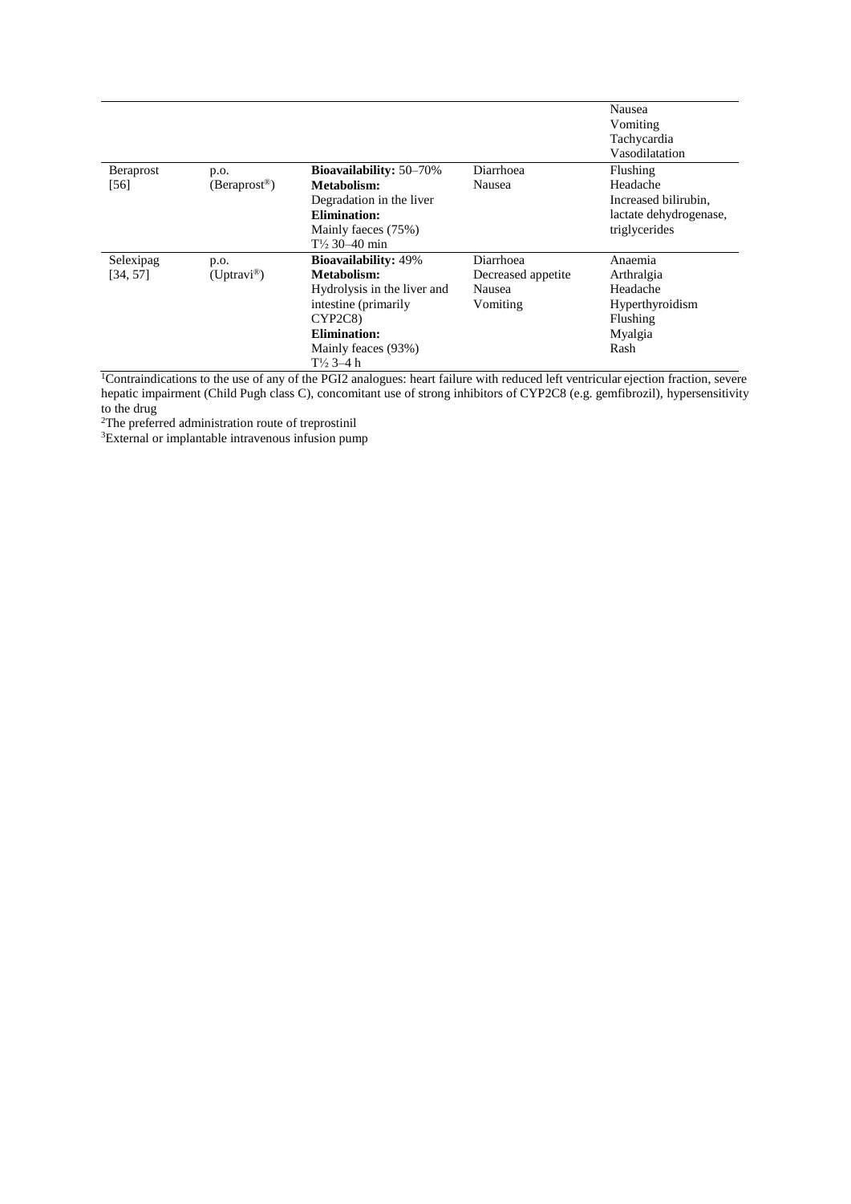| | | | | |
|---|---|---|---|---|
| | | | | Nausea<br>Vomiting<br>Tachycardia<br>Vasodilatation |
| Beraprost [56] | p.o. (Beraprost®) | **Bioavailability:** 50–70%<br>**Metabolism:**<br>Degradation in the liver<br>**Elimination:**<br>Mainly faeces (75%)<br>T½ 30–40 min | Diarrhoea<br>Nausea | Flushing<br>Headache<br>Increased bilirubin, lactate dehydrogenase, triglycerides |
| Selexipag [34, 57] | p.o. (Uptravi®) | **Bioavailability:** 49%<br>**Metabolism:**<br>Hydrolysis in the liver and intestine (primarily CYP2C8)<br>**Elimination:**<br>Mainly feaces (93%)<br>T½ 3–4 h | Diarrhoea<br>Decreased appetite<br>Nausea<br>Vomiting | Anaemia<br>Arthralgia<br>Headache<br>Hyperthyroidism<br>Flushing<br>Myalgia<br>Rash |

[1]Contraindications to the use of any of the PGI2 analogues: heart failure with reduced left ventricular ejection fraction, severe hepatic impairment (Child Pugh class C), concomitant use of strong inhibitors of CYP2C8 (e.g. gemfibrozil), hypersensitivity to the drug

[2]The preferred administration route of treprostinil

[3]External or implantable intravenous infusion pump